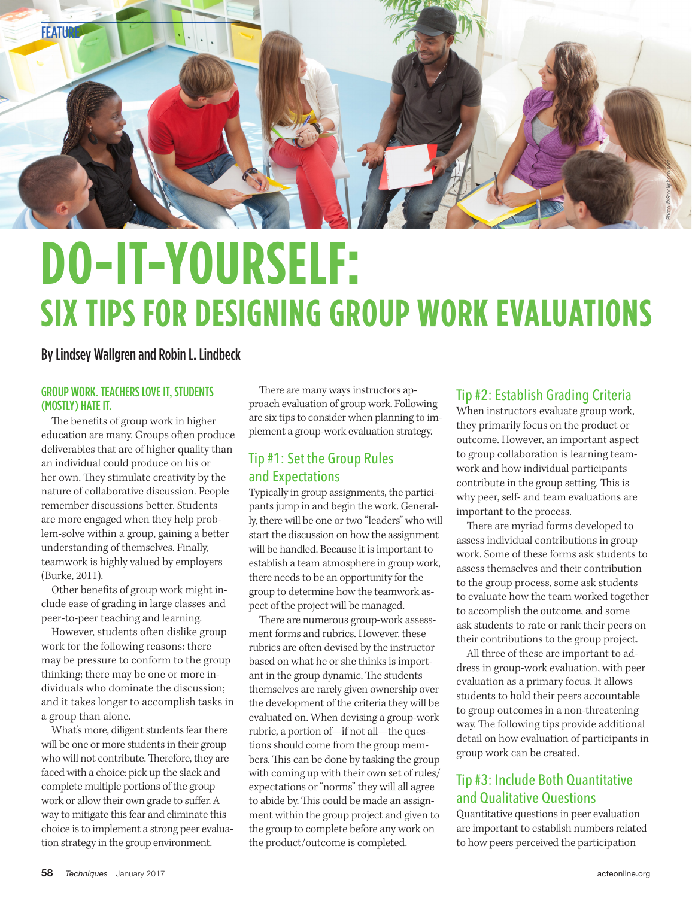FEATURE

# DO-IT-YOURSELF:
## SIX TIPS FOR DESIGNING GROUP WORK EVALUATIONS

By Lindsey Wallgren and Robin L. Lindbeck

**GROUP WORK. TEACHERS LOVE IT, STUDENTS (MOSTLY) HATE IT.**

The benefits of group work in higher education are many. Groups often produce deliverables that are of higher quality than an individual could produce on his or her own. They stimulate creativity by the nature of collaborative discussion. People remember discussions better. Students are more engaged when they help problem-solve within a group, gaining a better understanding of themselves. Finally, teamwork is highly valued by employers (Burke, 2011).

Other benefits of group work might include ease of grading in large classes and peer-to-peer teaching and learning.

However, students often dislike group work for the following reasons: there may be pressure to conform to the group thinking; there may be one or more individuals who dominate the discussion; and it takes longer to accomplish tasks in a group than alone.

What's more, diligent students fear there will be one or more students in their group who will not contribute. Therefore, they are faced with a choice: pick up the slack and complete multiple portions of the group work or allow their own grade to suffer. A way to mitigate this fear and eliminate this choice is to implement a strong peer evaluation strategy in the group environment.

There are many ways instructors approach evaluation of group work. Following are six tips to consider when planning to implement a group-work evaluation strategy.

### Tip #1: Set the Group Rules and Expectations

Typically in group assignments, the participants jump in and begin the work. Generally, there will be one or two "leaders" who will start the discussion on how the assignment will be handled. Because it is important to establish a team atmosphere in group work, there needs to be an opportunity for the group to determine how the teamwork aspect of the project will be managed.

There are numerous group-work assessment forms and rubrics. However, these rubrics are often devised by the instructor based on what he or she thinks is important in the group dynamic. The students themselves are rarely given ownership over the development of the criteria they will be evaluated on. When devising a group-work rubric, a portion of—if not all—the questions should come from the group members. This can be done by tasking the group with coming up with their own set of rules/expectations or "norms" they will all agree to abide by. This could be made an assignment within the group project and given to the group to complete before any work on the product/outcome is completed.

### Tip #2: Establish Grading Criteria

When instructors evaluate group work, they primarily focus on the product or outcome. However, an important aspect to group collaboration is learning teamwork and how individual participants contribute in the group setting. This is why peer, self- and team evaluations are important to the process.

There are myriad forms developed to assess individual contributions in group work. Some of these forms ask students to assess themselves and their contribution to the group process, some ask students to evaluate how the team worked together to accomplish the outcome, and some ask students to rate or rank their peers on their contributions to the group project.

All three of these are important to address in group-work evaluation, with peer evaluation as a primary focus. It allows students to hold their peers accountable to group outcomes in a non-threatening way. The following tips provide additional detail on how evaluation of participants in group work can be created.

### Tip #3: Include Both Quantitative and Qualitative Questions

Quantitative questions in peer evaluation are important to establish numbers related to how peers perceived the participation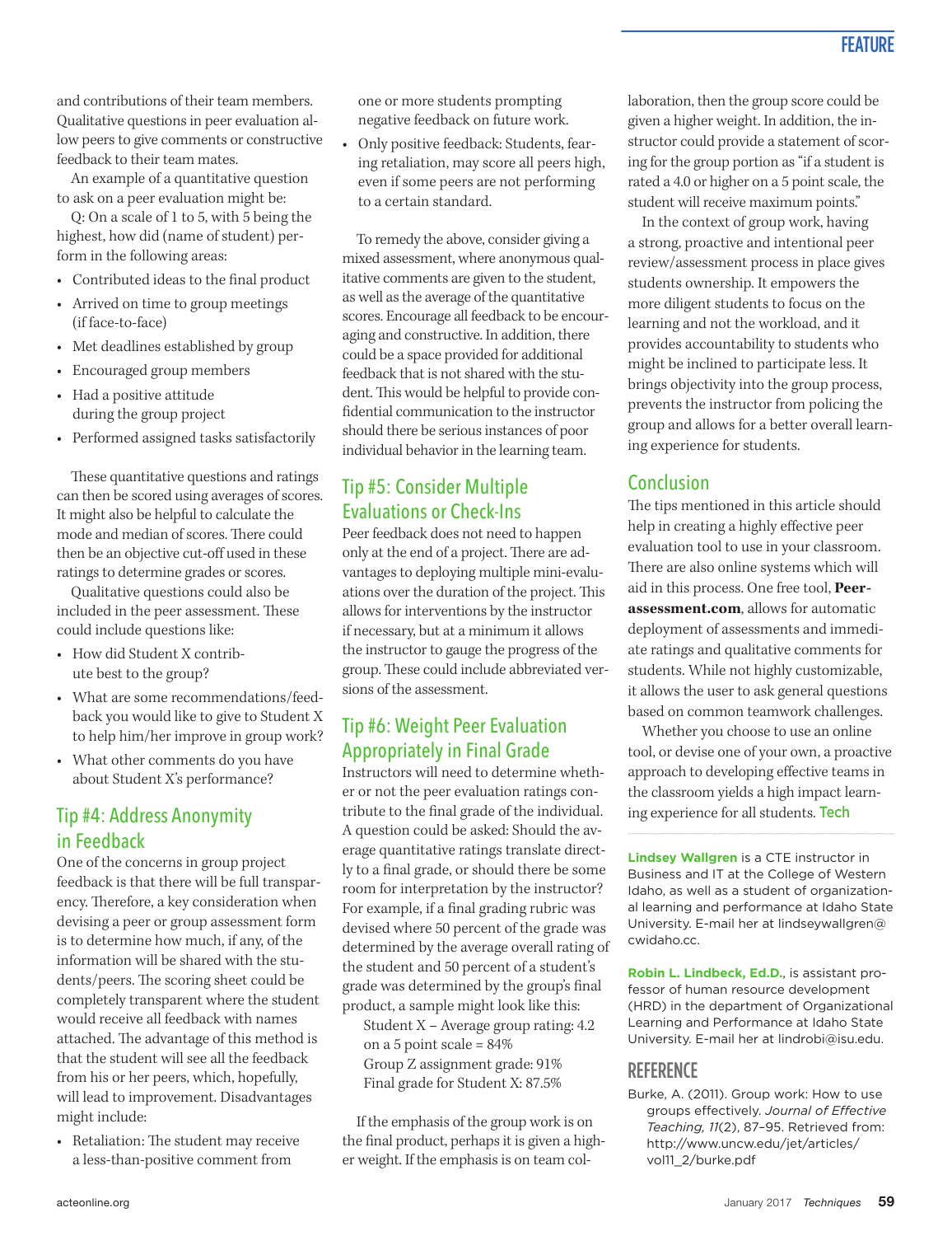and contributions of their team members. Qualitative questions in peer evaluation allow peers to give comments or constructive feedback to their team mates.

An example of a quantitative question to ask on a peer evaluation might be:

Q: On a scale of 1 to 5, with 5 being the highest, how did (name of student) perform in the following areas:

- Contributed ideas to the final product
- Arrived on time to group meetings (if face-to-face)
- Met deadlines established by group
- Encouraged group members
- Had a positive attitude during the group project
- Performed assigned tasks satisfactorily

These quantitative questions and ratings can then be scored using averages of scores. It might also be helpful to calculate the mode and median of scores. There could then be an objective cut-off used in these ratings to determine grades or scores.

Qualitative questions could also be included in the peer assessment. These could include questions like:

- How did Student X contribute best to the group?
- What are some recommendations/feedback you would like to give to Student X to help him/her improve in group work?
- What other comments do you have about Student X's performance?

## Tip #4: Address Anonymity in Feedback

One of the concerns in group project feedback is that there will be full transparency. Therefore, a key consideration when devising a peer or group assessment form is to determine how much, if any, of the information will be shared with the students/peers. The scoring sheet could be completely transparent where the student would receive all feedback with names attached. The advantage of this method is that the student will see all the feedback from his or her peers, which, hopefully, will lead to improvement. Disadvantages might include:

- Retaliation: The student may receive a less-than-positive comment from one or more students prompting negative feedback on future work.
- Only positive feedback: Students, fearing retaliation, may score all peers high, even if some peers are not performing to a certain standard.

To remedy the above, consider giving a mixed assessment, where anonymous qualitative comments are given to the student, as well as the average of the quantitative scores. Encourage all feedback to be encouraging and constructive. In addition, there could be a space provided for additional feedback that is not shared with the student. This would be helpful to provide confidential communication to the instructor should there be serious instances of poor individual behavior in the learning team.

## Tip #5: Consider Multiple Evaluations or Check-Ins

Peer feedback does not need to happen only at the end of a project. There are advantages to deploying multiple mini-evaluations over the duration of the project. This allows for interventions by the instructor if necessary, but at a minimum it allows the instructor to gauge the progress of the group. These could include abbreviated versions of the assessment.

## Tip #6: Weight Peer Evaluation Appropriately in Final Grade

Instructors will need to determine whether or not the peer evaluation ratings contribute to the final grade of the individual. A question could be asked: Should the average quantitative ratings translate directly to a final grade, or should there be some room for interpretation by the instructor? For example, if a final grading rubric was devised where 50 percent of the grade was determined by the average overall rating of the student and 50 percent of a student's grade was determined by the group's final product, a sample might look like this:

Student X – Average group rating: 4.2 on a 5 point scale = 84%
Group Z assignment grade: 91%
Final grade for Student X: 87.5%

If the emphasis of the group work is on the final product, perhaps it is given a higher weight. If the emphasis is on team collaboration, then the group score could be given a higher weight. In addition, the instructor could provide a statement of scoring for the group portion as "if a student is rated a 4.0 or higher on a 5 point scale, the student will receive maximum points."

In the context of group work, having a strong, proactive and intentional peer review/assessment process in place gives students ownership. It empowers the more diligent students to focus on the learning and not the workload, and it provides accountability to students who might be inclined to participate less. It brings objectivity into the group process, prevents the instructor from policing the group and allows for a better overall learning experience for students.

## Conclusion

The tips mentioned in this article should help in creating a highly effective peer evaluation tool to use in your classroom. There are also online systems which will aid in this process. One free tool, **Peerassessment.com**, allows for automatic deployment of assessments and immediate ratings and qualitative comments for students. While not highly customizable, it allows the user to ask general questions based on common teamwork challenges.

Whether you choose to use an online tool, or devise one of your own, a proactive approach to developing effective teams in the classroom yields a high impact learning experience for all students. Tech

**Lindsey Wallgren** is a CTE instructor in Business and IT at the College of Western Idaho, as well as a student of organizational learning and performance at Idaho State University. E-mail her at lindseywallgren@cwidaho.cc.

**Robin L. Lindbeck, Ed.D.**, is assistant professor of human resource development (HRD) in the department of Organizational Learning and Performance at Idaho State University. E-mail her at lindrobi@isu.edu.

## REFERENCE

Burke, A. (2011). Group work: How to use groups effectively. *Journal of Effective Teaching, 11*(2), 87–95. Retrieved from: http://www.uncw.edu/jet/articles/vol11_2/burke.pdf